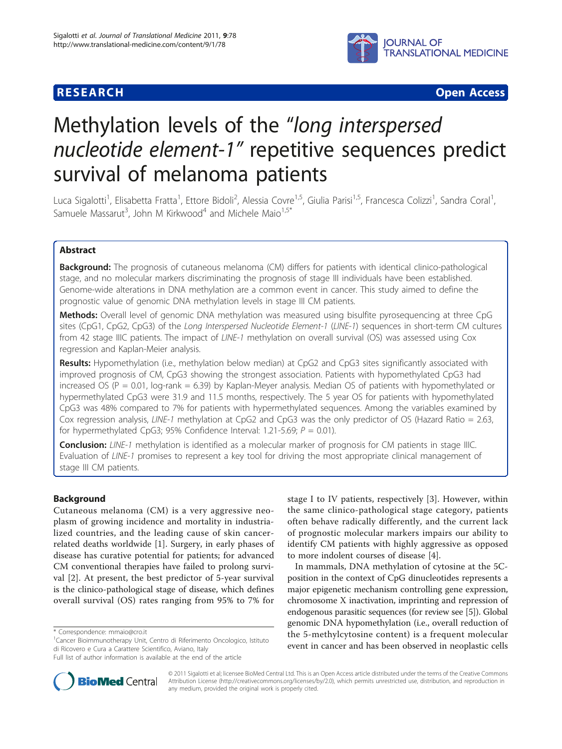# RESEARCH Open Access

# Methylation levels of the "*long interspersed nucleotide element-1*" repetitive sequences predict survival of melanoma patients

Luca Sigalotti[1], Elisabetta Fratta[1], Ettore Bidoli[2], Alessia Covre[1,5], Giulia Parisi[1,5], Francesca Colizzi[1], Sandra Coral[1], Samuele Massarut[3], John M Kirkwood[4] and Michele Maio[1,5*]

## Abstract

**Background:** The prognosis of cutaneous melanoma (CM) differs for patients with identical clinico-pathological stage, and no molecular markers discriminating the prognosis of stage III individuals have been established. Genome-wide alterations in DNA methylation are a common event in cancer. This study aimed to define the prognostic value of genomic DNA methylation levels in stage III CM patients.

**Methods:** Overall level of genomic DNA methylation was measured using bisulfite pyrosequencing at three CpG sites (CpG1, CpG2, CpG3) of the *Long Interspersed Nucleotide Element-1* (*LINE-1*) sequences in short-term CM cultures from 42 stage IIIC patients. The impact of *LINE-1* methylation on overall survival (OS) was assessed using Cox regression and Kaplan-Meier analysis.

**Results:** Hypomethylation (i.e., methylation below median) at CpG2 and CpG3 sites significantly associated with improved prognosis of CM, CpG3 showing the strongest association. Patients with hypomethylated CpG3 had increased OS (P = 0.01, log-rank = 6.39) by Kaplan-Meyer analysis. Median OS of patients with hypomethylated or hypermethylated CpG3 were 31.9 and 11.5 months, respectively. The 5 year OS for patients with hypomethylated CpG3 was 48% compared to 7% for patients with hypermethylated sequences. Among the variables examined by Cox regression analysis, *LINE-1* methylation at CpG2 and CpG3 was the only predictor of OS (Hazard Ratio = 2.63, for hypermethylated CpG3; 95% Confidence Interval: 1.21-5.69; *P* = 0.01).

**Conclusion:** *LINE-1* methylation is identified as a molecular marker of prognosis for CM patients in stage IIIC. Evaluation of *LINE-1* promises to represent a key tool for driving the most appropriate clinical management of stage III CM patients.

## Background

Cutaneous melanoma (CM) is a very aggressive neoplasm of growing incidence and mortality in industrialized countries, and the leading cause of skin cancer-related deaths worldwide [1]. Surgery, in early phases of disease has curative potential for patients; for advanced CM conventional therapies have failed to prolong survival [2]. At present, the best predictor of 5-year survival is the clinico-pathological stage of disease, which defines overall survival (OS) rates ranging from 95% to 7% for stage I to IV patients, respectively [3]. However, within the same clinico-pathological stage category, patients often behave radically differently, and the current lack of prognostic molecular markers impairs our ability to identify CM patients with highly aggressive as opposed to more indolent courses of disease [4].

In mammals, DNA methylation of cytosine at the 5C-position in the context of CpG dinucleotides represents a major epigenetic mechanism controlling gene expression, chromosome X inactivation, imprinting and repression of endogenous parasitic sequences (for review see [5]). Global genomic DNA hypomethylation (i.e., overall reduction of the 5-methylcytosine content) is a frequent molecular event in cancer and has been observed in neoplastic cells

\* Correspondence: mmaio@cro.it
[1]Cancer Bioimmunotherapy Unit, Centro di Riferimento Oncologico, Istituto di Ricovero e Cura a Carattere Scientifico, Aviano, Italy
Full list of author information is available at the end of the article

© 2011 Sigalotti et al; licensee BioMed Central Ltd. This is an Open Access article distributed under the terms of the Creative Commons Attribution License (http://creativecommons.org/licenses/by/2.0), which permits unrestricted use, distribution, and reproduction in any medium, provided the original work is properly cited.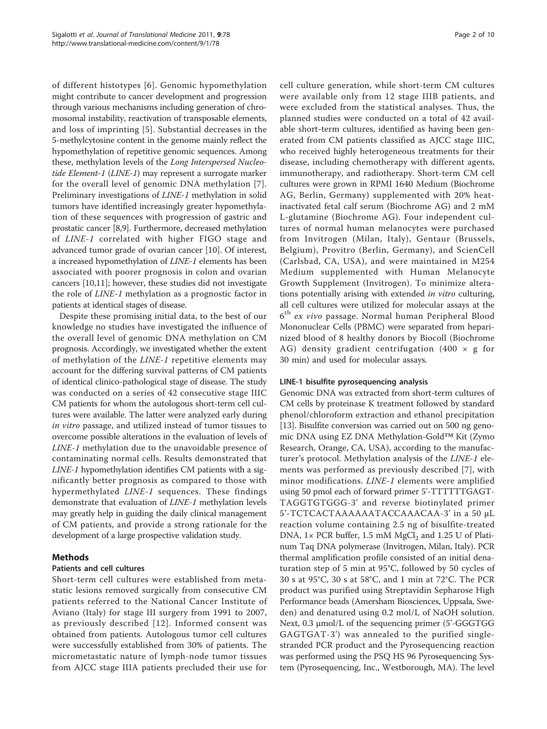of different histotypes [6]. Genomic hypomethylation might contribute to cancer development and progression through various mechanisms including generation of chromosomal instability, reactivation of transposable elements, and loss of imprinting [5]. Substantial decreases in the 5-methylcytosine content in the genome mainly reflect the hypomethylation of repetitive genomic sequences. Among these, methylation levels of the *Long Interspersed Nucleotide Element-1* (*LINE-1*) may represent a surrogate marker for the overall level of genomic DNA methylation [7]. Preliminary investigations of *LINE-1* methylation in solid tumors have identified increasingly greater hypomethylation of these sequences with progression of gastric and prostatic cancer [8,9]. Furthermore, decreased methylation of *LINE-1* correlated with higher FIGO stage and advanced tumor grade of ovarian cancer [10]. Of interest, a increased hypomethylation of *LINE-1* elements has been associated with poorer prognosis in colon and ovarian cancers [10,11]; however, these studies did not investigate the role of *LINE-1* methylation as a prognostic factor in patients at identical stages of disease.

Despite these promising initial data, to the best of our knowledge no studies have investigated the influence of the overall level of genomic DNA methylation on CM prognosis. Accordingly, we investigated whether the extent of methylation of the *LINE-1* repetitive elements may account for the differing survival patterns of CM patients of identical clinico-pathological stage of disease. The study was conducted on a series of 42 consecutive stage IIIC CM patients for whom the autologous short-term cell cultures were available. The latter were analyzed early during *in vitro* passage, and utilized instead of tumor tissues to overcome possible alterations in the evaluation of levels of *LINE-1* methylation due to the unavoidable presence of contaminating normal cells. Results demonstrated that *LINE-1* hypomethylation identifies CM patients with a significantly better prognosis as compared to those with hypermethylated *LINE-1* sequences. These findings demonstrate that evaluation of *LINE-1* methylation levels may greatly help in guiding the daily clinical management of CM patients, and provide a strong rationale for the development of a large prospective validation study.

## Methods

### Patients and cell cultures

Short-term cell cultures were established from metastatic lesions removed surgically from consecutive CM patients referred to the National Cancer Institute of Aviano (Italy) for stage III surgery from 1991 to 2007, as previously described [12]. Informed consent was obtained from patients. Autologous tumor cell cultures were successfully established from 30% of patients. The micrometastatic nature of lymph-node tumor tissues from AJCC stage IIIA patients precluded their use for cell culture generation, while short-term CM cultures were available only from 12 stage IIIB patients, and were excluded from the statistical analyses. Thus, the planned studies were conducted on a total of 42 available short-term cultures, identified as having been generated from CM patients classified as AJCC stage IIIC, who received highly heterogeneous treatments for their disease, including chemotherapy with different agents, immunotherapy, and radiotherapy. Short-term CM cell cultures were grown in RPMI 1640 Medium (Biochrome AG, Berlin, Germany) supplemented with 20% heat-inactivated fetal calf serum (Biochrome AG) and 2 mM L-glutamine (Biochrome AG). Four independent cultures of normal human melanocytes were purchased from Invitrogen (Milan, Italy), Gentaur (Brussels, Belgium), Provitro (Berlin, Germany), and ScienCell (Carlsbad, CA, USA), and were maintained in M254 Medium supplemented with Human Melanocyte Growth Supplement (Invitrogen). To minimize alterations potentially arising with extended *in vitro* culturing, all cell cultures were utilized for molecular assays at the 6[th] *ex vivo* passage. Normal human Peripheral Blood Mononuclear Cells (PBMC) were separated from heparinized blood of 8 healthy donors by Biocoll (Biochrome AG) density gradient centrifugation (400 × g for 30 min) and used for molecular assays.

### LINE-1 bisulfite pyrosequencing analysis

Genomic DNA was extracted from short-term cultures of CM cells by proteinase K treatment followed by standard phenol/chloroform extraction and ethanol precipitation [13]. Bisulfite conversion was carried out on 500 ng genomic DNA using EZ DNA Methylation-Gold™ Kit (Zymo Research, Orange, CA, USA), according to the manufacturer's protocol. Methylation analysis of the *LINE-1* elements was performed as previously described [7], with minor modifications. *LINE-1* elements were amplified using 50 pmol each of forward primer 5'-TTTTTTGAGTTAGGTGTGGG-3' and reverse biotinylated primer 5'-TCTCACTAAAAAATACCAAACAA-3' in a 50 μL reaction volume containing 2.5 ng of bisulfite-treated DNA, 1× PCR buffer, 1.5 mM $MgCl_2$ and 1.25 U of Platinum Taq DNA polymerase (Invitrogen, Milan, Italy). PCR thermal amplification profile consisted of an initial denaturation step of 5 min at 95°C, followed by 50 cycles of 30 s at 95°C, 30 s at 58°C, and 1 min at 72°C. The PCR product was purified using Streptavidin Sepharose High Performance beads (Amersham Biosciences, Uppsala, Sweden) and denatured using 0.2 mol/L of NaOH solution. Next, 0.3 μmol/L of the sequencing primer (5'-GGGTGG GAGTGAT-3') was annealed to the purified single-stranded PCR product and the Pyrosequencing reaction was performed using the PSQ HS 96 Pyrosequencing System (Pyrosequencing, Inc., Westborough, MA). The level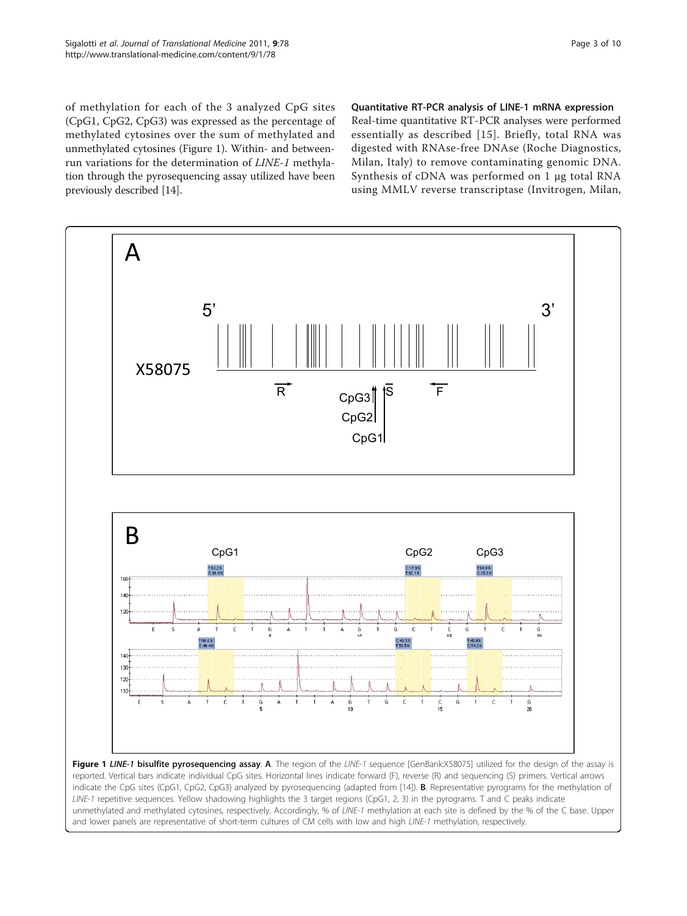of methylation for each of the 3 analyzed CpG sites (CpG1, CpG2, CpG3) was expressed as the percentage of methylated cytosines over the sum of methylated and unmethylated cytosines (Figure 1). Within- and between-run variations for the determination of *LINE-1* methylation through the pyrosequencing assay utilized have been previously described [14].

### Quantitative RT-PCR analysis of LINE-1 mRNA expression

Real-time quantitative RT-PCR analyses were performed essentially as described [15]. Briefly, total RNA was digested with RNAse-free DNAse (Roche Diagnostics, Milan, Italy) to remove contaminating genomic DNA. Synthesis of cDNA was performed on 1 μg total RNA using MMLV reverse transcriptase (Invitrogen, Milan,

**Figure 1** ***LINE-1*** **bisulfite pyrosequencing assay**. **A**. The region of the *LINE-1* sequence [GenBank:X58075] utilized for the design of the assay is reported. Vertical bars indicate individual CpG sites. Horizontal lines indicate forward (F), reverse (R) and sequencing (S) primers. Vertical arrows indicate the CpG sites (CpG1, CpG2, CpG3) analyzed by pyrosequencing (adapted from [14]). **B**. Representative pyrograms for the methylation of *LINE-1* repetitive sequences. Yellow shadowing highlights the 3 target regions (CpG1, 2, 3) in the pyrograms. T and C peaks indicate unmethylated and methylated cytosines, respectively. Accordingly, % of *LINE-1* methylation at each site is defined by the % of the C base. Upper and lower panels are representative of short-term cultures of CM cells with low and high *LINE-1* methylation, respectively.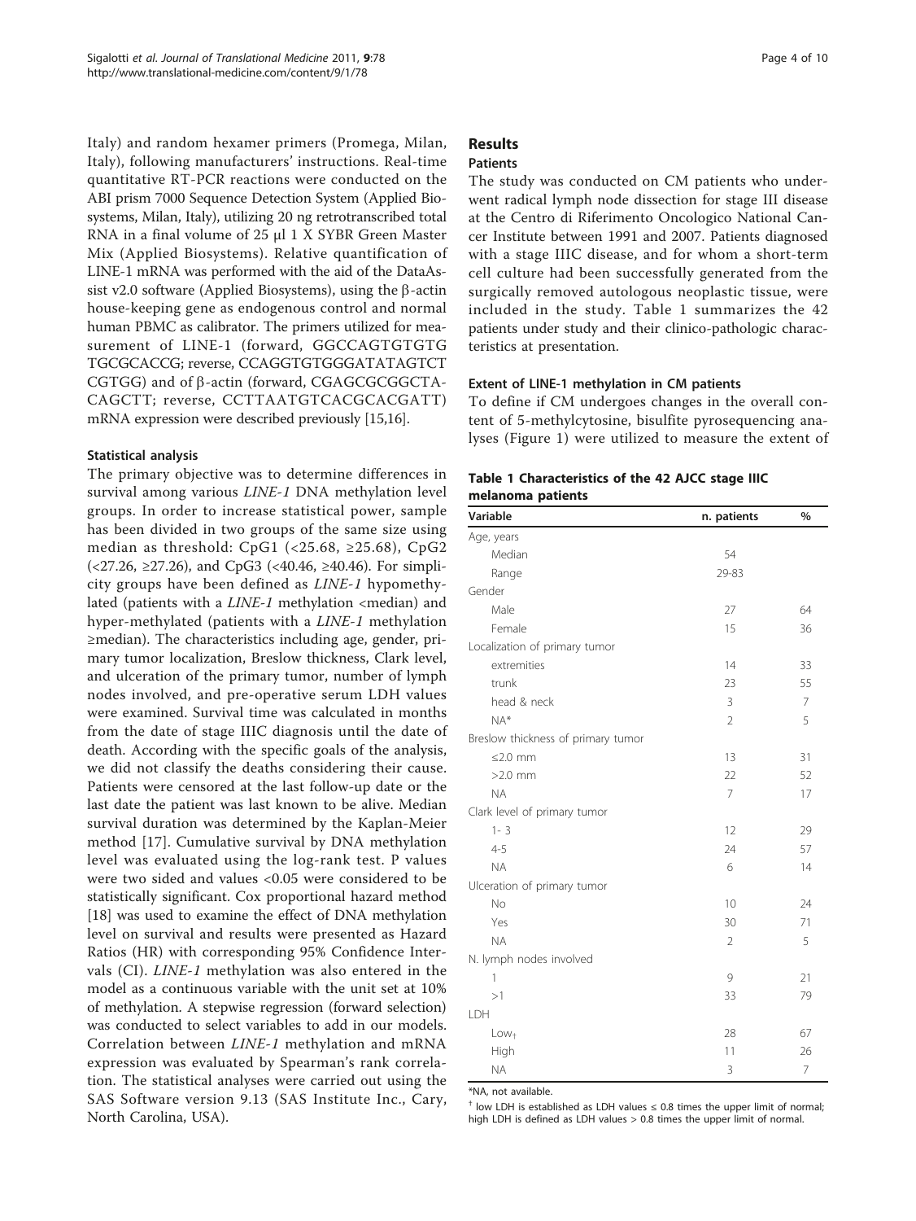Italy) and random hexamer primers (Promega, Milan, Italy), following manufacturers' instructions. Real-time quantitative RT-PCR reactions were conducted on the ABI prism 7000 Sequence Detection System (Applied Biosystems, Milan, Italy), utilizing 20 ng retrotranscribed total RNA in a final volume of 25 μl 1 X SYBR Green Master Mix (Applied Biosystems). Relative quantification of LINE-1 mRNA was performed with the aid of the DataAssist v2.0 software (Applied Biosystems), using the β-actin house-keeping gene as endogenous control and normal human PBMC as calibrator. The primers utilized for measurement of LINE-1 (forward, GGCCAGTGTGTG TGCGCACCG; reverse, CCAGGTGTGGGATATAGTCT CGTGG) and of β-actin (forward, CGAGCGCGGCTACAGCTT; reverse, CCTTAATGTCACGCACGATT) mRNA expression were described previously [15,16].

#### Statistical analysis

The primary objective was to determine differences in survival among various *LINE-1* DNA methylation level groups. In order to increase statistical power, sample has been divided in two groups of the same size using median as threshold: CpG1 (<25.68, ≥25.68), CpG2 (<27.26, ≥27.26), and CpG3 (<40.46, ≥40.46). For simplicity groups have been defined as *LINE-1* hypomethylated (patients with a *LINE-1* methylation <median) and hyper-methylated (patients with a *LINE-1* methylation ≥median). The characteristics including age, gender, primary tumor localization, Breslow thickness, Clark level, and ulceration of the primary tumor, number of lymph nodes involved, and pre-operative serum LDH values were examined. Survival time was calculated in months from the date of stage IIIC diagnosis until the date of death. According with the specific goals of the analysis, we did not classify the deaths considering their cause. Patients were censored at the last follow-up date or the last date the patient was last known to be alive. Median survival duration was determined by the Kaplan-Meier method [17]. Cumulative survival by DNA methylation level was evaluated using the log-rank test. P values were two sided and values <0.05 were considered to be statistically significant. Cox proportional hazard method [18] was used to examine the effect of DNA methylation level on survival and results were presented as Hazard Ratios (HR) with corresponding 95% Confidence Intervals (CI). *LINE-1* methylation was also entered in the model as a continuous variable with the unit set at 10% of methylation. A stepwise regression (forward selection) was conducted to select variables to add in our models. Correlation between *LINE-1* methylation and mRNA expression was evaluated by Spearman's rank correlation. The statistical analyses were carried out using the SAS Software version 9.13 (SAS Institute Inc., Cary, North Carolina, USA).

## Results

#### Patients

The study was conducted on CM patients who underwent radical lymph node dissection for stage III disease at the Centro di Riferimento Oncologico National Cancer Institute between 1991 and 2007. Patients diagnosed with a stage IIIC disease, and for whom a short-term cell culture had been successfully generated from the surgically removed autologous neoplastic tissue, were included in the study. Table 1 summarizes the 42 patients under study and their clinico-pathologic characteristics at presentation.

#### Extent of LINE-1 methylation in CM patients

To define if CM undergoes changes in the overall content of 5-methylcytosine, bisulfite pyrosequencing analyses (Figure 1) were utilized to measure the extent of

**Table 1 Characteristics of the 42 AJCC stage IIIC melanoma patients**

| Variable | n. patients | % |
|---|---|---|
| Age, years | | |
| Median | 54 | |
| Range | 29-83 | |
| Gender | | |
| Male | 27 | 64 |
| Female | 15 | 36 |
| Localization of primary tumor | | |
| extremities | 14 | 33 |
| trunk | 23 | 55 |
| head & neck | 3 | 7 |
| NA* | 2 | 5 |
| Breslow thickness of primary tumor | | |
| ≤2.0 mm | 13 | 31 |
| >2.0 mm | 22 | 52 |
| NA | 7 | 17 |
| Clark level of primary tumor | | |
| 1- 3 | 12 | 29 |
| 4-5 | 24 | 57 |
| NA | 6 | 14 |
| Ulceration of primary tumor | | |
| No | 10 | 24 |
| Yes | 30 | 71 |
| NA | 2 | 5 |
| N. lymph nodes involved | | |
| 1 | 9 | 21 |
| >1 | 33 | 79 |
| LDH | | |
| Low† | 28 | 67 |
| High | 11 | 26 |
| NA | 3 | 7 |

*NA, not available.

† low LDH is established as LDH values ≤ 0.8 times the upper limit of normal; high LDH is defined as LDH values > 0.8 times the upper limit of normal.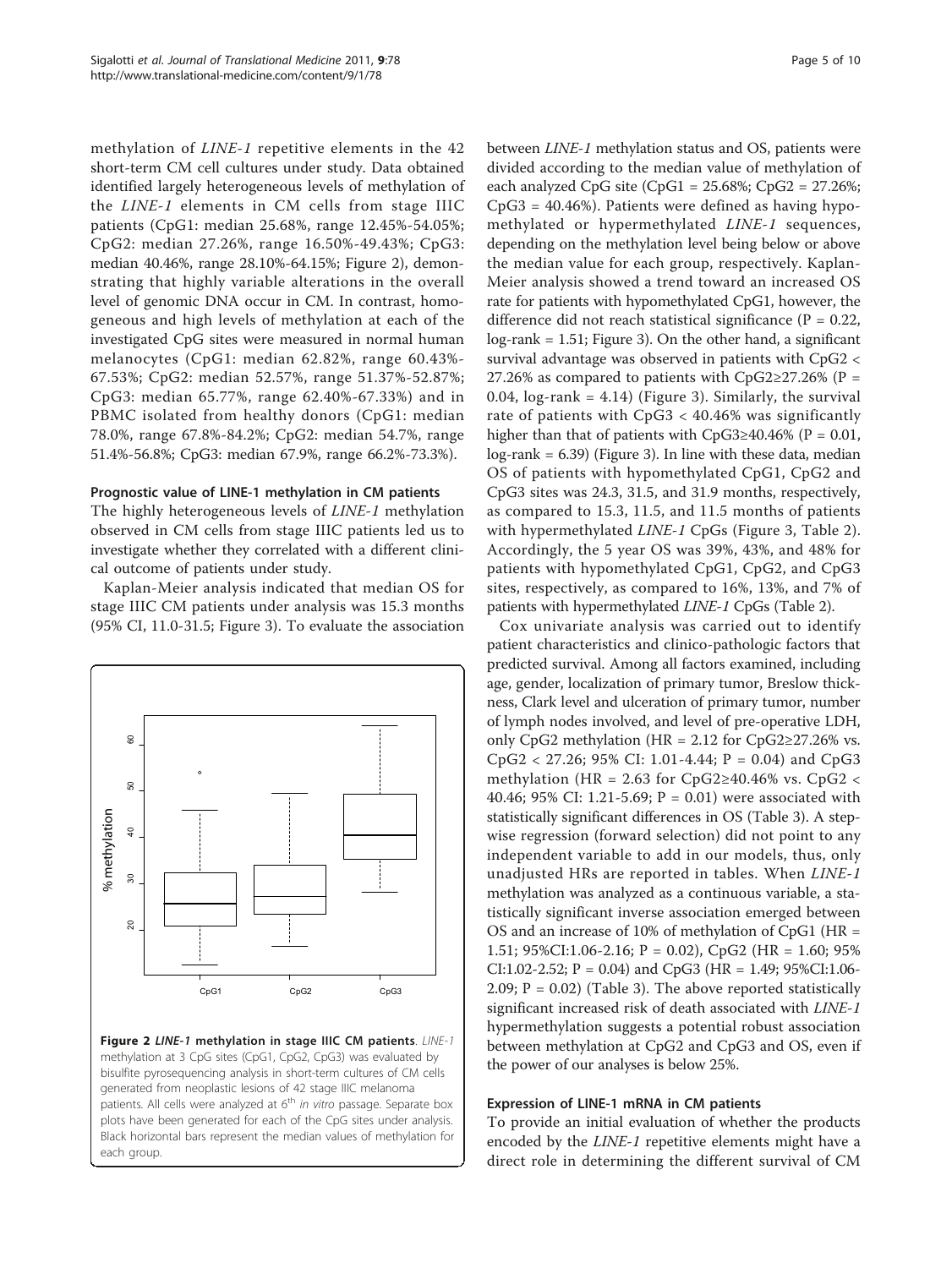methylation of *LINE-1* repetitive elements in the 42 short-term CM cell cultures under study. Data obtained identified largely heterogeneous levels of methylation of the *LINE-1* elements in CM cells from stage IIIC patients (CpG1: median 25.68%, range 12.45%-54.05%; CpG2: median 27.26%, range 16.50%-49.43%; CpG3: median 40.46%, range 28.10%-64.15%; Figure 2), demonstrating that highly variable alterations in the overall level of genomic DNA occur in CM. In contrast, homogeneous and high levels of methylation at each of the investigated CpG sites were measured in normal human melanocytes (CpG1: median 62.82%, range 60.43%-67.53%; CpG2: median 52.57%, range 51.37%-52.87%; CpG3: median 65.77%, range 62.40%-67.33%) and in PBMC isolated from healthy donors (CpG1: median 78.0%, range 67.8%-84.2%; CpG2: median 54.7%, range 51.4%-56.8%; CpG3: median 67.9%, range 66.2%-73.3%).

### Prognostic value of LINE-1 methylation in CM patients

The highly heterogeneous levels of *LINE-1* methylation observed in CM cells from stage IIIC patients led us to investigate whether they correlated with a different clinical outcome of patients under study.

Kaplan-Meier analysis indicated that median OS for stage IIIC CM patients under analysis was 15.3 months (95% CI, 11.0-31.5; Figure 3). To evaluate the association between *LINE-1* methylation status and OS, patients were divided according to the median value of methylation of each analyzed CpG site (CpG1 = 25.68%; CpG2 = 27.26%; CpG3 = 40.46%). Patients were defined as having hypomethylated or hypermethylated *LINE-1* sequences, depending on the methylation level being below or above the median value for each group, respectively. Kaplan-Meier analysis showed a trend toward an increased OS rate for patients with hypomethylated CpG1, however, the difference did not reach statistical significance ($P = 0.22$, log-rank = 1.51; Figure 3). On the other hand, a significant survival advantage was observed in patients with CpG2 < 27.26% as compared to patients with CpG2≥27.26% ($P = 0.04$, log-rank = 4.14) (Figure 3). Similarly, the survival rate of patients with CpG3 < 40.46% was significantly higher than that of patients with CpG3≥40.46% ($P = 0.01$, log-rank = 6.39) (Figure 3). In line with these data, median OS of patients with hypomethylated CpG1, CpG2 and CpG3 sites was 24.3, 31.5, and 31.9 months, respectively, as compared to 15.3, 11.5, and 11.5 months of patients with hypermethylated *LINE-1* CpGs (Figure 3, Table 2). Accordingly, the 5 year OS was 39%, 43%, and 48% for patients with hypomethylated CpG1, CpG2, and CpG3 sites, respectively, as compared to 16%, 13%, and 7% of patients with hypermethylated *LINE-1* CpGs (Table 2).

Cox univariate analysis was carried out to identify patient characteristics and clinico-pathologic factors that predicted survival. Among all factors examined, including age, gender, localization of primary tumor, Breslow thickness, Clark level and ulceration of primary tumor, number of lymph nodes involved, and level of pre-operative LDH, only CpG2 methylation (HR = 2.12 for CpG2≥27.26% vs. CpG2 < 27.26; 95% CI: 1.01-4.44; $P = 0.04$) and CpG3 methylation (HR = 2.63 for CpG2≥40.46% vs. CpG2 < 40.46; 95% CI: 1.21-5.69; $P = 0.01$) were associated with statistically significant differences in OS (Table 3). A stepwise regression (forward selection) did not point to any independent variable to add in our models, thus, only unadjusted HRs are reported in tables. When *LINE-1* methylation was analyzed as a continuous variable, a statistically significant inverse association emerged between OS and an increase of 10% of methylation of CpG1 (HR = 1.51; 95%CI:1.06-2.16; $P = 0.02$), CpG2 (HR = 1.60; 95% CI:1.02-2.52; $P = 0.04$) and CpG3 (HR = 1.49; 95%CI:1.06-2.09; $P = 0.02$) (Table 3). The above reported statistically significant increased risk of death associated with *LINE-1* hypermethylation suggests a potential robust association between methylation at CpG2 and CpG3 and OS, even if the power of our analyses is below 25%.

### Expression of LINE-1 mRNA in CM patients

To provide an initial evaluation of whether the products encoded by the *LINE-1* repetitive elements might have a direct role in determining the different survival of CM

**Figure 2 *LINE-1* methylation in stage IIIC CM patients**. *LINE-1* methylation at 3 CpG sites (CpG1, CpG2, CpG3) was evaluated by bisulfite pyrosequencing analysis in short-term cultures of CM cells generated from neoplastic lesions of 42 stage IIIC melanoma patients. All cells were analyzed at 6[th] *in vitro* passage. Separate box plots have been generated for each of the CpG sites under analysis. Black horizontal bars represent the median values of methylation for each group.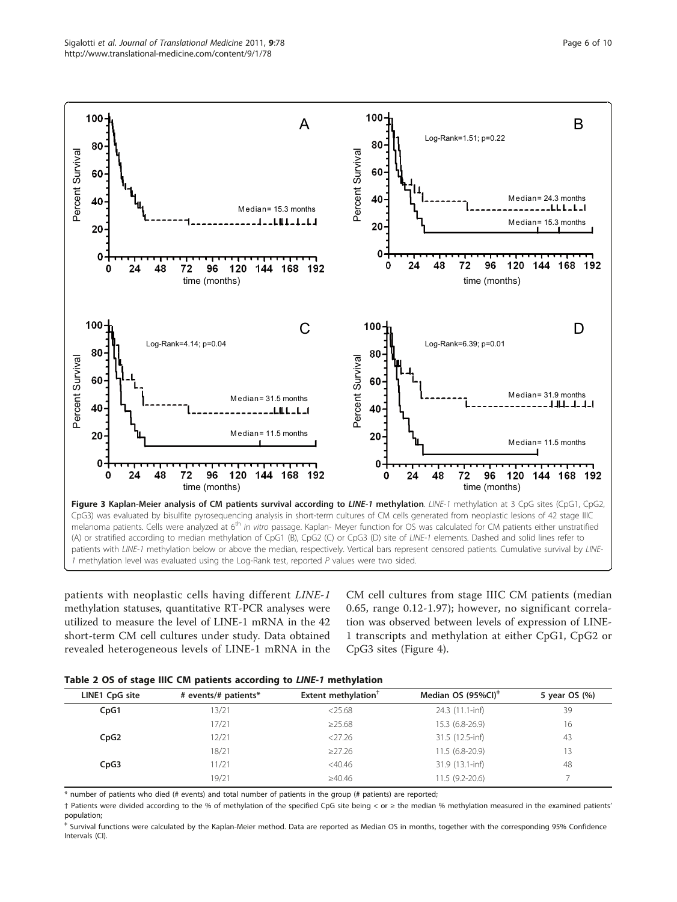**Figure 3 Kaplan-Meier analysis of CM patients survival according to *LINE-1* methylation**. *LINE-1* methylation at 3 CpG sites (CpG1, CpG2, CpG3) was evaluated by bisulfite pyrosequencing analysis in short-term cultures of CM cells generated from neoplastic lesions of 42 stage IIIC melanoma patients. Cells were analyzed at 6[th] *in vitro* passage. Kaplan- Meyer function for OS was calculated for CM patients either unstratified (A) or stratified according to median methylation of CpG1 (B), CpG2 (C) or CpG3 (D) site of *LINE-1* elements. Dashed and solid lines refer to patients with *LINE-1* methylation below or above the median, respectively. Vertical bars represent censored patients. Cumulative survival by *LINE-1* methylation level was evaluated using the Log-Rank test, reported *P* values were two sided.

patients with neoplastic cells having different *LINE-1* methylation statuses, quantitative RT-PCR analyses were utilized to measure the level of LINE-1 mRNA in the 42 short-term CM cell cultures under study. Data obtained revealed heterogeneous levels of LINE-1 mRNA in the CM cell cultures from stage IIIC CM patients (median 0.65, range 0.12-1.97); however, no significant correlation was observed between levels of expression of LINE-1 transcripts and methylation at either CpG1, CpG2 or CpG3 sites (Figure 4).

**Table 2 OS of stage IIIC CM patients according to *LINE-1* methylation**

| LINE1 CpG site | # events/# patients* | Extent methylation[†] | Median OS (95%CI)[‡] | 5 year OS (%) |
|---|---|---|---|---|
| **CpG1** | 13/21 | <25.68 | 24.3 (11.1-inf) | 39 |
| | 17/21 | ≥25.68 | 15.3 (6.8-26.9) | 16 |
| **CpG2** | 12/21 | <27.26 | 31.5 (12.5-inf) | 43 |
| | 18/21 | ≥27.26 | 11.5 (6.8-20.9) | 13 |
| **CpG3** | 11/21 | <40.46 | 31.9 (13.1-inf) | 48 |
| | 19/21 | ≥40.46 | 11.5 (9.2-20.6) | 7 |

\* number of patients who died (# events) and total number of patients in the group (# patients) are reported;

† Patients were divided according to the % of methylation of the specified CpG site being < or ≥ the median % methylation measured in the examined patients' population;

‡ Survival functions were calculated by the Kaplan-Meier method. Data are reported as Median OS in months, together with the corresponding 95% Confidence Intervals (CI).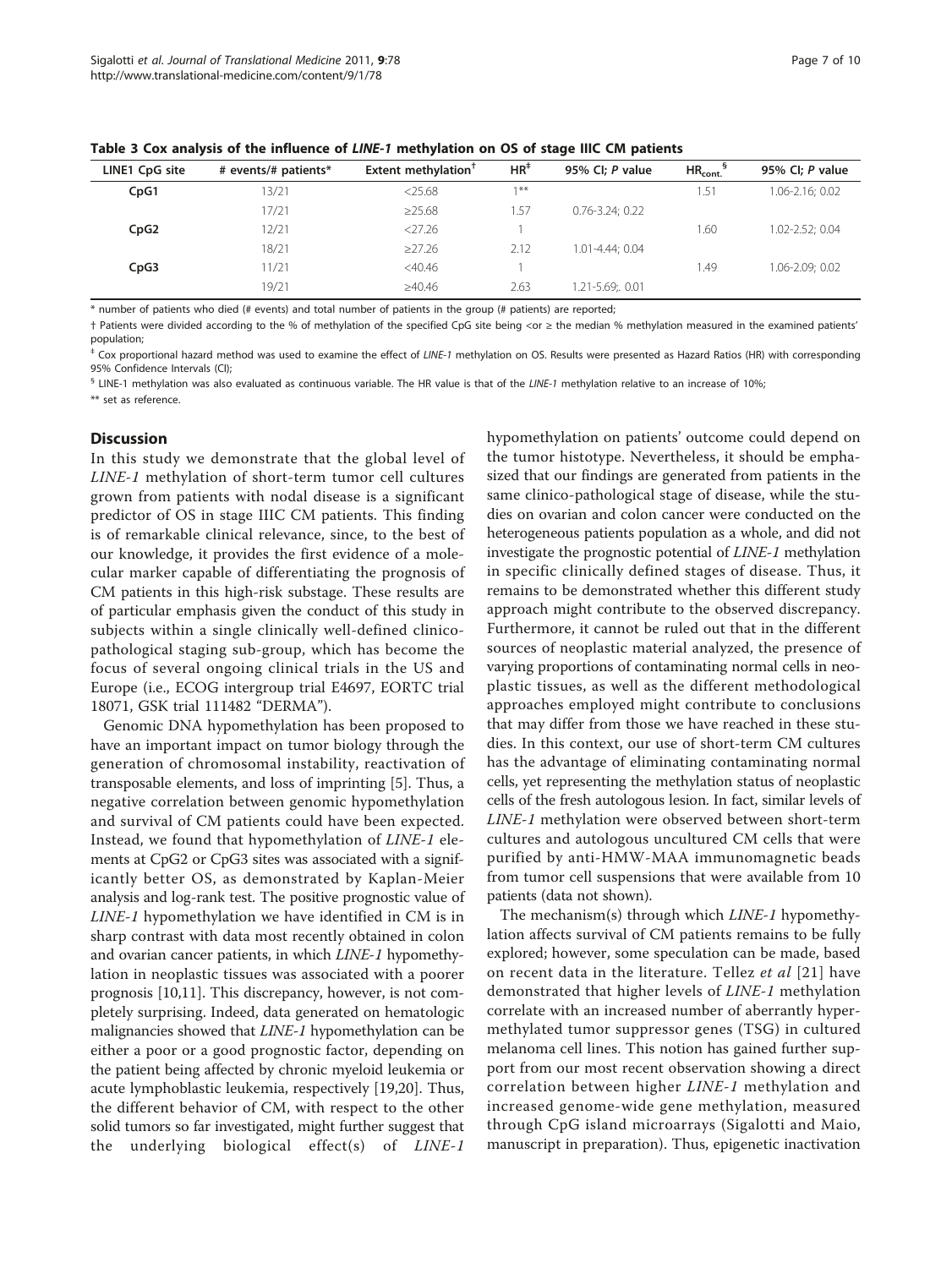**Table 3 Cox analysis of the influence of *LINE-1* methylation on OS of stage IIIC CM patients**

| LINE1 CpG site | # events/# patients* | Extent methylation† | HR‡ | 95% CI; *P* value | $HR_{cont.}$§ | 95% CI; *P* value |
|---|---|---|---|---|---|---|
| **CpG1** | 13/21 | <25.68 | 1** | | 1.51 | 1.06-2.16; 0.02 |
| | 17/21 | ≥25.68 | 1.57 | 0.76-3.24; 0.22 | | |
| **CpG2** | 12/21 | <27.26 | 1 | | 1.60 | 1.02-2.52; 0.04 |
| | 18/21 | ≥27.26 | 2.12 | 1.01-4.44; 0.04 | | |
| **CpG3** | 11/21 | <40.46 | 1 | | 1.49 | 1.06-2.09; 0.02 |
| | 19/21 | ≥40.46 | 2.63 | 1.21-5.69;. 0.01 | | |

* number of patients who died (# events) and total number of patients in the group (# patients) are reported;

† Patients were divided according to the % of methylation of the specified CpG site being <or ≥ the median % methylation measured in the examined patients' population;

‡ Cox proportional hazard method was used to examine the effect of *LINE-1* methylation on OS. Results were presented as Hazard Ratios (HR) with corresponding 95% Confidence Intervals (CI);

§ LINE-1 methylation was also evaluated as continuous variable. The HR value is that of the *LINE-1* methylation relative to an increase of 10%;

** set as reference.

## Discussion

In this study we demonstrate that the global level of *LINE-1* methylation of short-term tumor cell cultures grown from patients with nodal disease is a significant predictor of OS in stage IIIC CM patients. This finding is of remarkable clinical relevance, since, to the best of our knowledge, it provides the first evidence of a molecular marker capable of differentiating the prognosis of CM patients in this high-risk substage. These results are of particular emphasis given the conduct of this study in subjects within a single clinically well-defined clinico-pathological staging sub-group, which has become the focus of several ongoing clinical trials in the US and Europe (i.e., ECOG intergroup trial E4697, EORTC trial 18071, GSK trial 111482 "DERMA").

Genomic DNA hypomethylation has been proposed to have an important impact on tumor biology through the generation of chromosomal instability, reactivation of transposable elements, and loss of imprinting [5]. Thus, a negative correlation between genomic hypomethylation and survival of CM patients could have been expected. Instead, we found that hypomethylation of *LINE-1* elements at CpG2 or CpG3 sites was associated with a significantly better OS, as demonstrated by Kaplan-Meier analysis and log-rank test. The positive prognostic value of *LINE-1* hypomethylation we have identified in CM is in sharp contrast with data most recently obtained in colon and ovarian cancer patients, in which *LINE-1* hypomethylation in neoplastic tissues was associated with a poorer prognosis [10,11]. This discrepancy, however, is not completely surprising. Indeed, data generated on hematologic malignancies showed that *LINE-1* hypomethylation can be either a poor or a good prognostic factor, depending on the patient being affected by chronic myeloid leukemia or acute lymphoblastic leukemia, respectively [19,20]. Thus, the different behavior of CM, with respect to the other solid tumors so far investigated, might further suggest that the underlying biological effect(s) of *LINE-1* hypomethylation on patients' outcome could depend on the tumor histotype. Nevertheless, it should be emphasized that our findings are generated from patients in the same clinico-pathological stage of disease, while the studies on ovarian and colon cancer were conducted on the heterogeneous patients population as a whole, and did not investigate the prognostic potential of *LINE-1* methylation in specific clinically defined stages of disease. Thus, it remains to be demonstrated whether this different study approach might contribute to the observed discrepancy. Furthermore, it cannot be ruled out that in the different sources of neoplastic material analyzed, the presence of varying proportions of contaminating normal cells in neoplastic tissues, as well as the different methodological approaches employed might contribute to conclusions that may differ from those we have reached in these studies. In this context, our use of short-term CM cultures has the advantage of eliminating contaminating normal cells, yet representing the methylation status of neoplastic cells of the fresh autologous lesion. In fact, similar levels of *LINE-1* methylation were observed between short-term cultures and autologous uncultured CM cells that were purified by anti-HMW-MAA immunomagnetic beads from tumor cell suspensions that were available from 10 patients (data not shown).

The mechanism(s) through which *LINE-1* hypomethylation affects survival of CM patients remains to be fully explored; however, some speculation can be made, based on recent data in the literature. Tellez *et al* [21] have demonstrated that higher levels of *LINE-1* methylation correlate with an increased number of aberrantly hypermethylated tumor suppressor genes (TSG) in cultured melanoma cell lines. This notion has gained further support from our most recent observation showing a direct correlation between higher *LINE-1* methylation and increased genome-wide gene methylation, measured through CpG island microarrays (Sigalotti and Maio, manuscript in preparation). Thus, epigenetic inactivation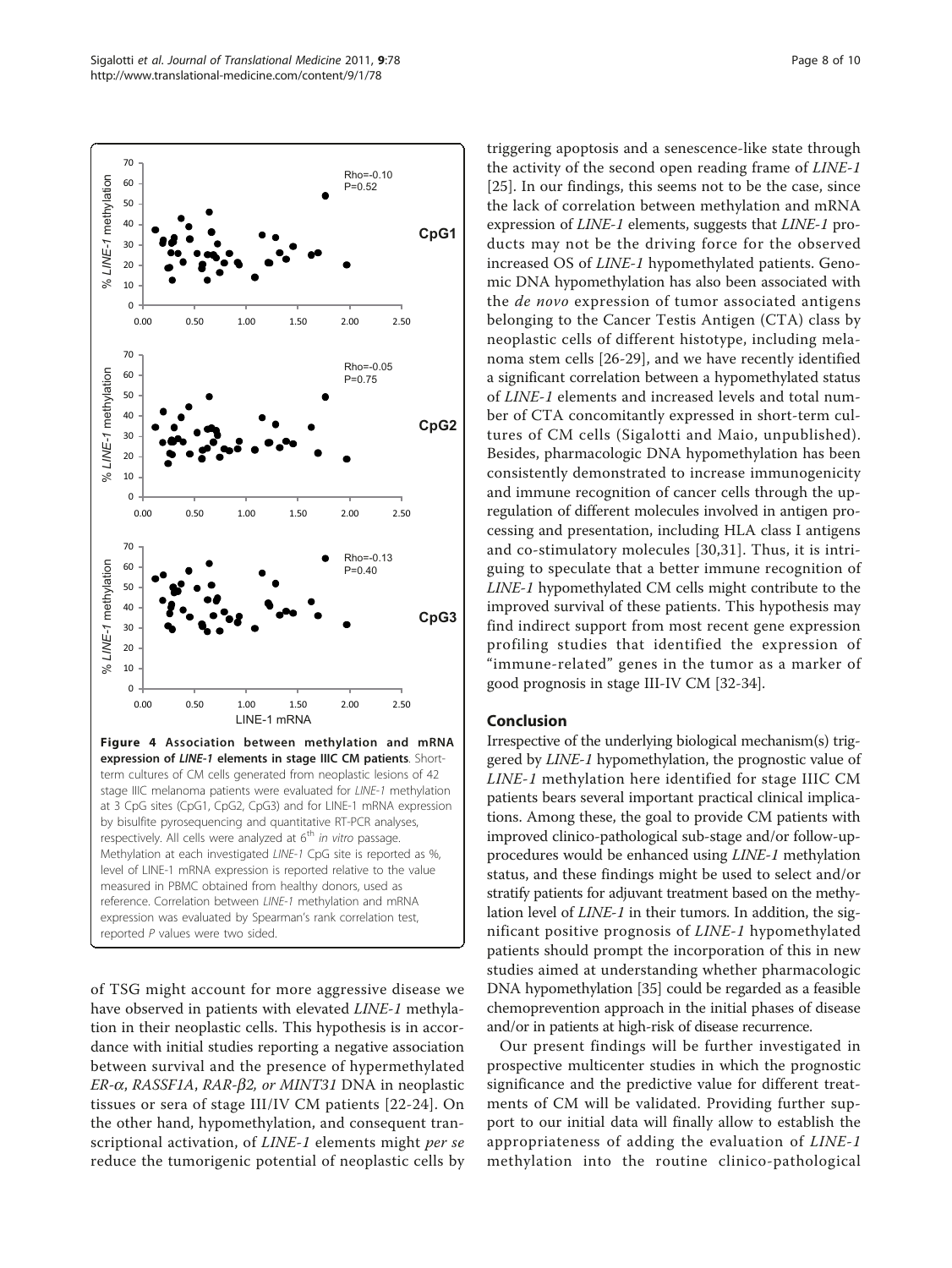**Figure 4 Association between methylation and mRNA expression of *LINE-1* elements in stage IIIC CM patients**. Short-term cultures of CM cells generated from neoplastic lesions of 42 stage IIIC melanoma patients were evaluated for *LINE-1* methylation at 3 CpG sites (CpG1, CpG2, CpG3) and for LINE-1 mRNA expression by bisulfite pyrosequencing and quantitative RT-PCR analyses, respectively. All cells were analyzed at 6[th] *in vitro* passage. Methylation at each investigated *LINE-1* CpG site is reported as %, level of LINE-1 mRNA expression is reported relative to the value measured in PBMC obtained from healthy donors, used as reference. Correlation between *LINE-1* methylation and mRNA expression was evaluated by Spearman's rank correlation test, reported *P* values were two sided.

of TSG might account for more aggressive disease we have observed in patients with elevated *LINE-1* methylation in their neoplastic cells. This hypothesis is in accordance with initial studies reporting a negative association between survival and the presence of hypermethylated *ER-α, RASSF1A, RAR-β2, or MINT31* DNA in neoplastic tissues or sera of stage III/IV CM patients [22-24]. On the other hand, hypomethylation, and consequent transcriptional activation, of *LINE-1* elements might *per se* reduce the tumorigenic potential of neoplastic cells by triggering apoptosis and a senescence-like state through the activity of the second open reading frame of *LINE-1* [25]. In our findings, this seems not to be the case, since the lack of correlation between methylation and mRNA expression of *LINE-1* elements, suggests that *LINE-1* products may not be the driving force for the observed increased OS of *LINE-1* hypomethylated patients. Genomic DNA hypomethylation has also been associated with the *de novo* expression of tumor associated antigens belonging to the Cancer Testis Antigen (CTA) class by neoplastic cells of different histotype, including melanoma stem cells [26-29], and we have recently identified a significant correlation between a hypomethylated status of *LINE-1* elements and increased levels and total number of CTA concomitantly expressed in short-term cultures of CM cells (Sigalotti and Maio, unpublished). Besides, pharmacologic DNA hypomethylation has been consistently demonstrated to increase immunogenicity and immune recognition of cancer cells through the upregulation of different molecules involved in antigen processing and presentation, including HLA class I antigens and co-stimulatory molecules [30,31]. Thus, it is intriguing to speculate that a better immune recognition of *LINE-1* hypomethylated CM cells might contribute to the improved survival of these patients. This hypothesis may find indirect support from most recent gene expression profiling studies that identified the expression of "immune-related" genes in the tumor as a marker of good prognosis in stage III-IV CM [32-34].

## Conclusion

Irrespective of the underlying biological mechanism(s) triggered by *LINE-1* hypomethylation, the prognostic value of *LINE-1* methylation here identified for stage IIIC CM patients bears several important practical clinical implications. Among these, the goal to provide CM patients with improved clinico-pathological sub-stage and/or follow-up-procedures would be enhanced using *LINE-1* methylation status, and these findings might be used to select and/or stratify patients for adjuvant treatment based on the methylation level of *LINE-1* in their tumors. In addition, the significant positive prognosis of *LINE-1* hypomethylated patients should prompt the incorporation of this in new studies aimed at understanding whether pharmacologic DNA hypomethylation [35] could be regarded as a feasible chemoprevention approach in the initial phases of disease and/or in patients at high-risk of disease recurrence.

Our present findings will be further investigated in prospective multicenter studies in which the prognostic significance and the predictive value for different treatments of CM will be validated. Providing further support to our initial data will finally allow to establish the appropriateness of adding the evaluation of *LINE-1* methylation into the routine clinico-pathological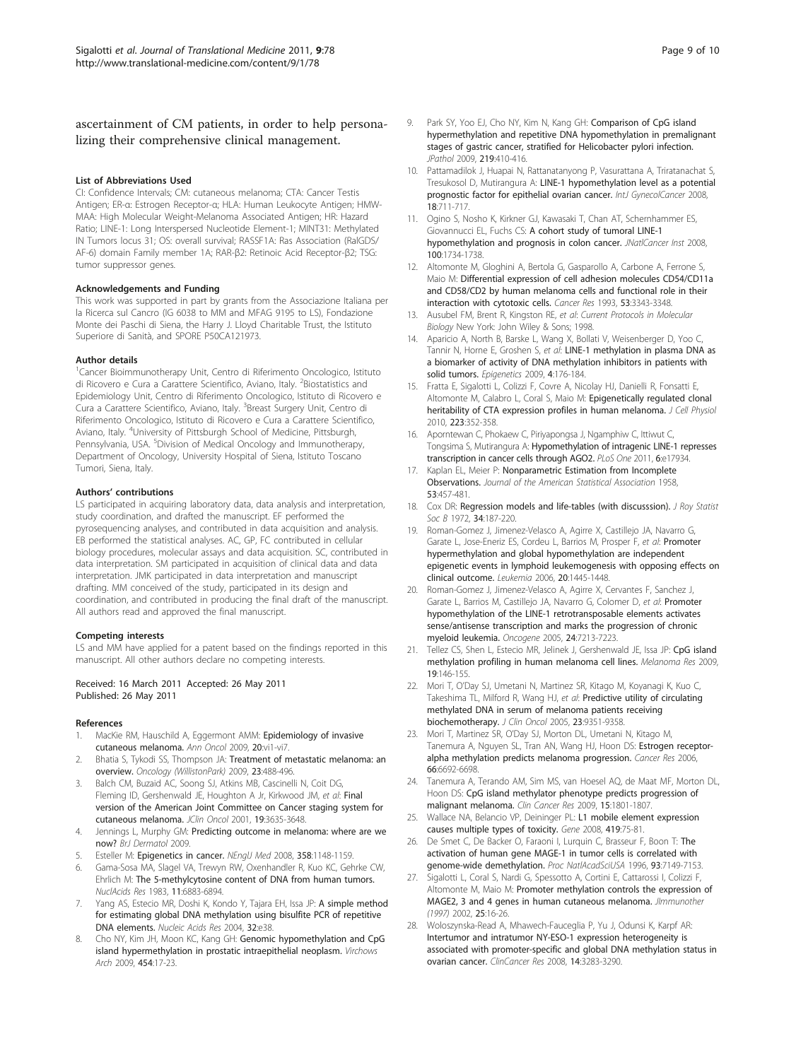ascertainment of CM patients, in order to help personalizing their comprehensive clinical management.

#### List of Abbreviations Used

CI: Confidence Intervals; CM: cutaneous melanoma; CTA: Cancer Testis Antigen; ER-α: Estrogen Receptor-α; HLA: Human Leukocyte Antigen; HMW-MAA: High Molecular Weight-Melanoma Associated Antigen; HR: Hazard Ratio; LINE-1: Long Interspersed Nucleotide Element-1; MINT31: Methylated IN Tumors locus 31; OS: overall survival; RASSF1A: Ras Association (RalGDS/AF-6) domain Family member 1A; RAR-β2: Retinoic Acid Receptor-β2; TSG: tumor suppressor genes.

#### Acknowledgements and Funding

This work was supported in part by grants from the Associazione Italiana per la Ricerca sul Cancro (IG 6038 to MM and MFAG 9195 to LS), Fondazione Monte dei Paschi di Siena, the Harry J. Lloyd Charitable Trust, the Istituto Superiore di Sanità, and SPORE P50CA121973.

#### Author details

[1]Cancer Bioimmunotherapy Unit, Centro di Riferimento Oncologico, Istituto di Ricovero e Cura a Carattere Scientifico, Aviano, Italy. [2]Biostatistics and Epidemiology Unit, Centro di Riferimento Oncologico, Istituto di Ricovero e Cura a Carattere Scientifico, Aviano, Italy. [3]Breast Surgery Unit, Centro di Riferimento Oncologico, Istituto di Ricovero e Cura a Carattere Scientifico, Aviano, Italy. [4]University of Pittsburgh School of Medicine, Pittsburgh, Pennsylvania, USA. [5]Division of Medical Oncology and Immunotherapy, Department of Oncology, University Hospital of Siena, Istituto Toscano Tumori, Siena, Italy.

#### Authors' contributions

LS participated in acquiring laboratory data, data analysis and interpretation, study coordination, and drafted the manuscript. EF performed the pyrosequencing analyses, and contributed in data acquisition and analysis. EB performed the statistical analyses. AC, GP, FC contributed in cellular biology procedures, molecular assays and data acquisition. SC, contributed in data interpretation. SM participated in acquisition of clinical data and data interpretation. JMK participated in data interpretation and manuscript drafting. MM conceived of the study, participated in its design and coordination, and contributed in producing the final draft of the manuscript. All authors read and approved the final manuscript.

#### Competing interests

LS and MM have applied for a patent based on the findings reported in this manuscript. All other authors declare no competing interests.

Received: 16 March 2011 Accepted: 26 May 2011
Published: 26 May 2011

#### References

1. MacKie RM, Hauschild A, Eggermont AMM: **Epidemiology of invasive cutaneous melanoma.** *Ann Oncol* 2009, **20**:vi1-vi7.
2. Bhatia S, Tykodi SS, Thompson JA: **Treatment of metastatic melanoma: an overview.** *Oncology (WillistonPark)* 2009, **23**:488-496.
3. Balch CM, Buzaid AC, Soong SJ, Atkins MB, Cascinelli N, Coit DG, Fleming ID, Gershenwald JE, Houghton A Jr, Kirkwood JM, *et al*: **Final version of the American Joint Committee on Cancer staging system for cutaneous melanoma.** *JClin Oncol* 2001, **19**:3635-3648.
4. Jennings L, Murphy GM: **Predicting outcome in melanoma: where are we now?** *BrJ Dermatol* 2009.
5. Esteller M: **Epigenetics in cancer.** *NEnglJ Med* 2008, **358**:1148-1159.
6. Gama-Sosa MA, Slagel VA, Trewyn RW, Oxenhandler R, Kuo KC, Gehrke CW, Ehrlich M: **The 5-methylcytosine content of DNA from human tumors.** *NuclAcids Res* 1983, **11**:6883-6894.
7. Yang AS, Estecio MR, Doshi K, Kondo Y, Tajara EH, Issa JP: **A simple method for estimating global DNA methylation using bisulfite PCR of repetitive DNA elements.** *Nucleic Acids Res* 2004, **32**:e38.
8. Cho NY, Kim JH, Moon KC, Kang GH: **Genomic hypomethylation and CpG island hypermethylation in prostatic intraepithelial neoplasm.** *Virchows Arch* 2009, **454**:17-23.
9. Park SY, Yoo EJ, Cho NY, Kim N, Kang GH: **Comparison of CpG island hypermethylation and repetitive DNA hypomethylation in premalignant stages of gastric cancer, stratified for Helicobacter pylori infection.** *JPathol* 2009, **219**:410-416.
10. Pattamadilok J, Huapai N, Rattanatanyong P, Vasurattana A, Triratanachat S, Tresukosol D, Mutirangura A: **LINE-1 hypomethylation level as a potential prognostic factor for epithelial ovarian cancer.** *IntJ GynecolCancer* 2008, **18**:711-717.
11. Ogino S, Nosho K, Kirkner GJ, Kawasaki T, Chan AT, Schernhammer ES, Giovannucci EL, Fuchs CS: **A cohort study of tumoral LINE-1 hypomethylation and prognosis in colon cancer.** *JNatlCancer Inst* 2008, **100**:1734-1738.
12. Altomonte M, Gloghini A, Bertola G, Gasparollo A, Carbone A, Ferrone S, Maio M: **Differential expression of cell adhesion molecules CD54/CD11a and CD58/CD2 by human melanoma cells and functional role in their interaction with cytotoxic cells.** *Cancer Res* 1993, **53**:3343-3348.
13. Ausubel FM, Brent R, Kingston RE, *et al*: *Current Protocols in Molecular Biology* New York: John Wiley & Sons; 1998.
14. Aparicio A, North B, Barske L, Wang X, Bollati V, Weisenberger D, Yoo C, Tannir N, Horne E, Groshen S, *et al*: **LINE-1 methylation in plasma DNA as a biomarker of activity of DNA methylation inhibitors in patients with solid tumors.** *Epigenetics* 2009, **4**:176-184.
15. Fratta E, Sigalotti L, Colizzi F, Covre A, Nicolay HJ, Danielli R, Fonsatti E, Altomonte M, Calabro L, Coral S, Maio M: **Epigenetically regulated clonal heritability of CTA expression profiles in human melanoma.** *J Cell Physiol* 2010, **223**:352-358.
16. Aporntewan C, Phokaew C, Piriyapongsa J, Ngamphiw C, Ittiwut C, Tongsima S, Mutirangura A: **Hypomethylation of intragenic LINE-1 represses transcription in cancer cells through AGO2.** *PLoS One* 2011, **6**:e17934.
17. Kaplan EL, Meier P: **Nonparametric Estimation from Incomplete Observations.** *Journal of the American Statistical Association* 1958, **53**:457-481.
18. Cox DR: **Regression models and life-tables (with discusssion).** *J Roy Statist Soc B* 1972, **34**:187-220.
19. Roman-Gomez J, Jimenez-Velasco A, Agirre X, Castillejo JA, Navarro G, Garate L, Jose-Eneriz ES, Cordeu L, Barrios M, Prosper F, *et al*: **Promoter hypermethylation and global hypomethylation are independent epigenetic events in lymphoid leukemogenesis with opposing effects on clinical outcome.** *Leukemia* 2006, **20**:1445-1448.
20. Roman-Gomez J, Jimenez-Velasco A, Agirre X, Cervantes F, Sanchez J, Garate L, Barrios M, Castillejo JA, Navarro G, Colomer D, *et al*: **Promoter hypomethylation of the LINE-1 retrotransposable elements activates sense/antisense transcription and marks the progression of chronic myeloid leukemia.** *Oncogene* 2005, **24**:7213-7223.
21. Tellez CS, Shen L, Estecio MR, Jelinek J, Gershenwald JE, Issa JP: **CpG island methylation profiling in human melanoma cell lines.** *Melanoma Res* 2009, **19**:146-155.
22. Mori T, O'Day SJ, Umetani N, Martinez SR, Kitago M, Koyanagi K, Kuo C, Takeshima TL, Milford R, Wang HJ, *et al*: **Predictive utility of circulating methylated DNA in serum of melanoma patients receiving biochemotherapy.** *J Clin Oncol* 2005, **23**:9351-9358.
23. Mori T, Martinez SR, O'Day SJ, Morton DL, Umetani N, Kitago M, Tanemura A, Nguyen SL, Tran AN, Wang HJ, Hoon DS: **Estrogen receptor-alpha methylation predicts melanoma progression.** *Cancer Res* 2006, **66**:6692-6698.
24. Tanemura A, Terando AM, Sim MS, van Hoesel AQ, de Maat MF, Morton DL, Hoon DS: **CpG island methylator phenotype predicts progression of malignant melanoma.** *Clin Cancer Res* 2009, **15**:1801-1807.
25. Wallace NA, Belancio VP, Deininger PL: **L1 mobile element expression causes multiple types of toxicity.** *Gene* 2008, **419**:75-81.
26. De Smet C, De Backer O, Faraoni I, Lurquin C, Brasseur F, Boon T: **The activation of human gene MAGE-1 in tumor cells is correlated with genome-wide demethylation.** *Proc NatlAcadSciUSA* 1996, **93**:7149-7153.
27. Sigalotti L, Coral S, Nardi G, Spessotto A, Cortini E, Cattarossi I, Colizzi F, Altomonte M, Maio M: **Promoter methylation controls the expression of MAGE2, 3 and 4 genes in human cutaneous melanoma.** *JImmunother (1997)* 2002, **25**:16-26.
28. Woloszynska-Read A, Mhawech-Fauceglia P, Yu J, Odunsi K, Karpf AR: **Intertumor and intratumor NY-ESO-1 expression heterogeneity is associated with promoter-specific and global DNA methylation status in ovarian cancer.** *ClinCancer Res* 2008, **14**:3283-3290.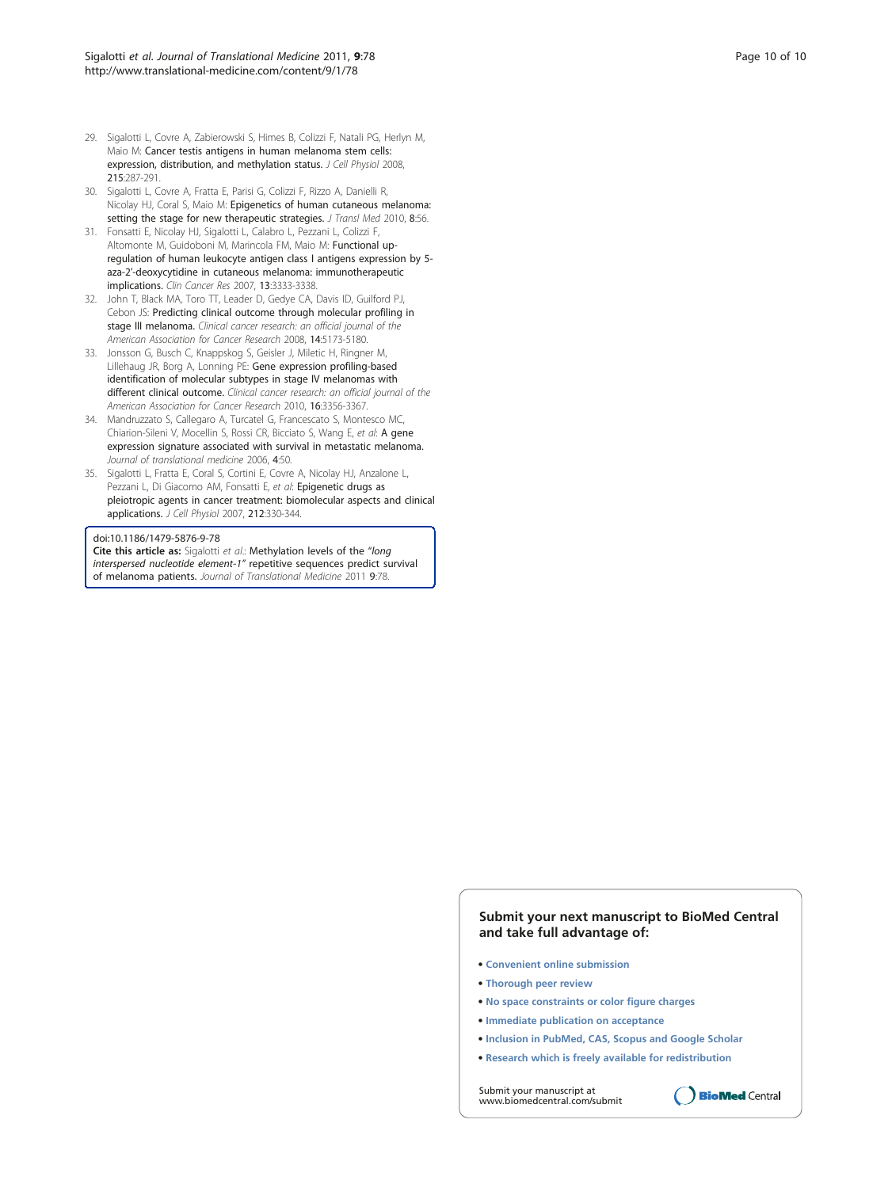29. Sigalotti L, Covre A, Zabierowski S, Himes B, Colizzi F, Natali PG, Herlyn M, Maio M: Cancer testis antigens in human melanoma stem cells: expression, distribution, and methylation status. *J Cell Physiol* 2008, **215**:287-291.
30. Sigalotti L, Covre A, Fratta E, Parisi G, Colizzi F, Rizzo A, Danielli R, Nicolay HJ, Coral S, Maio M: Epigenetics of human cutaneous melanoma: setting the stage for new therapeutic strategies. *J Transl Med* 2010, **8**:56.
31. Fonsatti E, Nicolay HJ, Sigalotti L, Calabro L, Pezzani L, Colizzi F, Altomonte M, Guidoboni M, Marincola FM, Maio M: Functional up-regulation of human leukocyte antigen class I antigens expression by 5-aza-2'-deoxycytidine in cutaneous melanoma: immunotherapeutic implications. *Clin Cancer Res* 2007, **13**:3333-3338.
32. John T, Black MA, Toro TT, Leader D, Gedye CA, Davis ID, Guilford PJ, Cebon JS: Predicting clinical outcome through molecular profiling in stage III melanoma. *Clinical cancer research: an official journal of the American Association for Cancer Research* 2008, **14**:5173-5180.
33. Jonsson G, Busch C, Knappskog S, Geisler J, Miletic H, Ringner M, Lillehaug JR, Borg A, Lonning PE: Gene expression profiling-based identification of molecular subtypes in stage IV melanomas with different clinical outcome. *Clinical cancer research: an official journal of the American Association for Cancer Research* 2010, **16**:3356-3367.
34. Mandruzzato S, Callegaro A, Turcatel G, Francescato S, Montesco MC, Chiarion-Sileni V, Mocellin S, Rossi CR, Bicciato S, Wang E, *et al*: A gene expression signature associated with survival in metastatic melanoma. *Journal of translational medicine* 2006, **4**:50.
35. Sigalotti L, Fratta E, Coral S, Cortini E, Covre A, Nicolay HJ, Anzalone L, Pezzani L, Di Giacomo AM, Fonsatti E, *et al*: Epigenetic drugs as pleiotropic agents in cancer treatment: biomolecular aspects and clinical applications. *J Cell Physiol* 2007, **212**:330-344.

doi:10.1186/1479-5876-9-78

**Cite this article as:** Sigalotti *et al.*: Methylation levels of the "*long interspersed nucleotide element-1*" repetitive sequences predict survival of melanoma patients. *Journal of Translational Medicine* 2011 **9**:78.

**Submit your next manuscript to BioMed Central and take full advantage of:**

- **Convenient online submission**
- **Thorough peer review**
- **No space constraints or color figure charges**
- **Immediate publication on acceptance**
- **Inclusion in PubMed, CAS, Scopus and Google Scholar**
- **Research which is freely available for redistribution**

Submit your manuscript at
www.biomedcentral.com/submit

BioMed Central